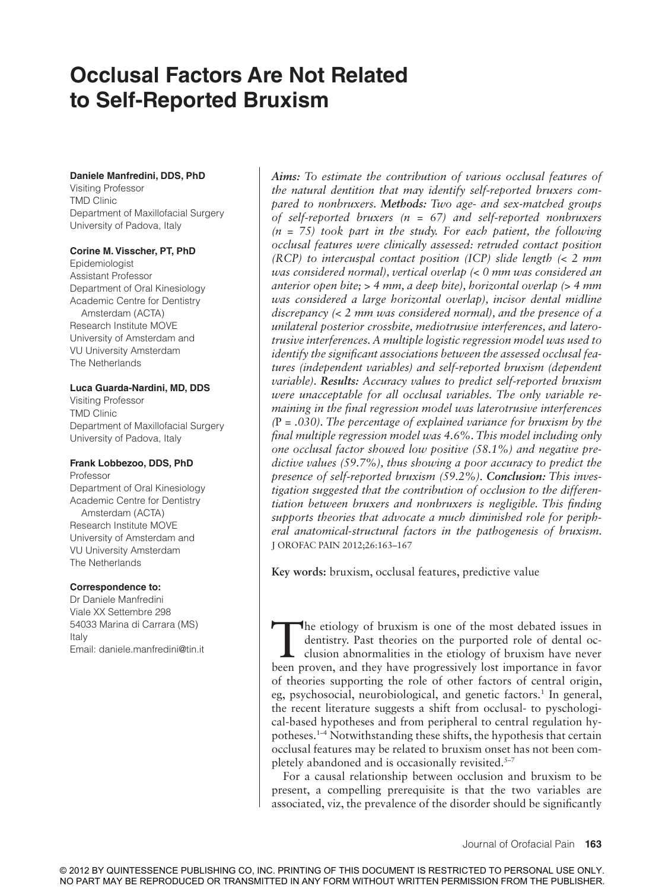# Occlusal Factors Are Not Related to Self-Reported Bruxism

**Daniele Manfredini, DDS, PhD**
Visiting Professor
TMD Clinic
Department of Maxillofacial Surgery
University of Padova, Italy

**Corine M. Visscher, PT, PhD**
Epidemiologist
Assistant Professor
Department of Oral Kinesiology
Academic Centre for Dentistry Amsterdam (ACTA)
Research Institute MOVE
University of Amsterdam and
VU University Amsterdam
The Netherlands

**Luca Guarda-Nardini, MD, DDS**
Visiting Professor
TMD Clinic
Department of Maxillofacial Surgery
University of Padova, Italy

**Frank Lobbezoo, DDS, PhD**
Professor
Department of Oral Kinesiology
Academic Centre for Dentistry Amsterdam (ACTA)
Research Institute MOVE
University of Amsterdam and
VU University Amsterdam
The Netherlands

**Correspondence to:**
Dr Daniele Manfredini
Viale XX Settembre 298
54033 Marina di Carrara (MS)
Italy
Email: daniele.manfredini@tin.it

*Aims: To estimate the contribution of various occlusal features of the natural dentition that may identify self-reported bruxers compared to nonbruxers.* ***Methods:*** *Two age- and sex-matched groups of self-reported bruxers (n = 67) and self-reported nonbruxers (n = 75) took part in the study. For each patient, the following occlusal features were clinically assessed: retruded contact position (RCP) to intercuspal contact position (ICP) slide length (< 2 mm was considered normal), vertical overlap (< 0 mm was considered an anterior open bite; > 4 mm, a deep bite), horizontal overlap (> 4 mm was considered a large horizontal overlap), incisor dental midline discrepancy (< 2 mm was considered normal), and the presence of a unilateral posterior crossbite, mediotrusive interferences, and laterotrusive interferences. A multiple logistic regression model was used to identify the significant associations between the assessed occlusal features (independent variables) and self-reported bruxism (dependent variable).* ***Results:*** *Accuracy values to predict self-reported bruxism were unacceptable for all occlusal variables. The only variable remaining in the final regression model was laterotrusive interferences (P = .030). The percentage of explained variance for bruxism by the final multiple regression model was 4.6%. This model including only one occlusal factor showed low positive (58.1%) and negative predictive values (59.7%), thus showing a poor accuracy to predict the presence of self-reported bruxism (59.2%).* ***Conclusion:*** *This investigation suggested that the contribution of occlusion to the differentiation between bruxers and nonbruxers is negligible. This finding supports theories that advocate a much diminished role for peripheral anatomical-structural factors in the pathogenesis of bruxism.*
J OROFAC PAIN 2012;26:163–167

**Key words:** bruxism, occlusal features, predictive value

The etiology of bruxism is one of the most debated issues in dentistry. Past theories on the purported role of dental occlusion abnormalities in the etiology of bruxism have never been proven, and they have progressively lost importance in favor of theories supporting the role of other factors of central origin, eg, psychosocial, neurobiological, and genetic factors.[1] In general, the recent literature suggests a shift from occlusal- to pyschological-based hypotheses and from peripheral to central regulation hypotheses.[1–4] Notwithstanding these shifts, the hypothesis that certain occlusal features may be related to bruxism onset has not been completely abandoned and is occasionally revisited.[5–7]

For a causal relationship between occlusion and bruxism to be present, a compelling prerequisite is that the two variables are associated, viz, the prevalence of the disorder should be significantly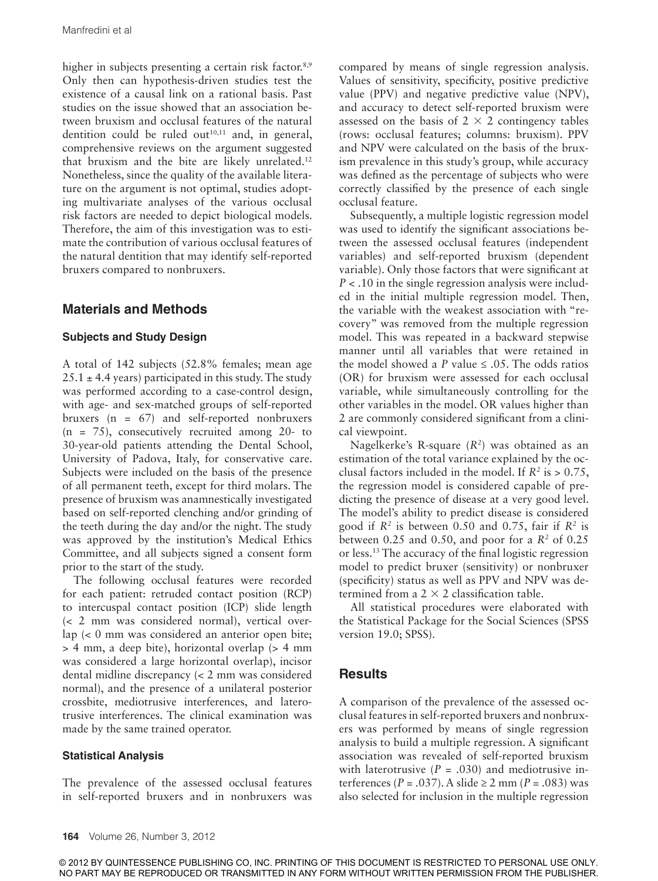higher in subjects presenting a certain risk factor.[8,9] Only then can hypothesis-driven studies test the existence of a causal link on a rational basis. Past studies on the issue showed that an association between bruxism and occlusal features of the natural dentition could be ruled out[10,11] and, in general, comprehensive reviews on the argument suggested that bruxism and the bite are likely unrelated.[12] Nonetheless, since the quality of the available literature on the argument is not optimal, studies adopting multivariate analyses of the various occlusal risk factors are needed to depict biological models. Therefore, the aim of this investigation was to estimate the contribution of various occlusal features of the natural dentition that may identify self-reported bruxers compared to nonbruxers.

## Materials and Methods

### Subjects and Study Design

A total of 142 subjects (52.8% females; mean age 25.1 ± 4.4 years) participated in this study. The study was performed according to a case-control design, with age- and sex-matched groups of self-reported bruxers (n = 67) and self-reported nonbruxers (n = 75), consecutively recruited among 20- to 30-year-old patients attending the Dental School, University of Padova, Italy, for conservative care. Subjects were included on the basis of the presence of all permanent teeth, except for third molars. The presence of bruxism was anamnestically investigated based on self-reported clenching and/or grinding of the teeth during the day and/or the night. The study was approved by the institution's Medical Ethics Committee, and all subjects signed a consent form prior to the start of the study.

The following occlusal features were recorded for each patient: retruded contact position (RCP) to intercuspal contact position (ICP) slide length (< 2 mm was considered normal), vertical overlap (< 0 mm was considered an anterior open bite; > 4 mm, a deep bite), horizontal overlap (> 4 mm was considered a large horizontal overlap), incisor dental midline discrepancy (< 2 mm was considered normal), and the presence of a unilateral posterior crossbite, mediotrusive interferences, and laterotrusive interferences. The clinical examination was made by the same trained operator.

### Statistical Analysis

The prevalence of the assessed occlusal features in self-reported bruxers and in nonbruxers was compared by means of single regression analysis. Values of sensitivity, specificity, positive predictive value (PPV) and negative predictive value (NPV), and accuracy to detect self-reported bruxism were assessed on the basis of 2 × 2 contingency tables (rows: occlusal features; columns: bruxism). PPV and NPV were calculated on the basis of the bruxism prevalence in this study's group, while accuracy was defined as the percentage of subjects who were correctly classified by the presence of each single occlusal feature.

Subsequently, a multiple logistic regression model was used to identify the significant associations between the assessed occlusal features (independent variables) and self-reported bruxism (dependent variable). Only those factors that were significant at $P < .10$ in the single regression analysis were included in the initial multiple regression model. Then, the variable with the weakest association with "recovery" was removed from the multiple regression model. This was repeated in a backward stepwise manner until all variables that were retained in the model showed a $P$ value ≤ .05. The odds ratios (OR) for bruxism were assessed for each occlusal variable, while simultaneously controlling for the other variables in the model. OR values higher than 2 are commonly considered significant from a clinical viewpoint.

Nagelkerke's R-square ($R^2$) was obtained as an estimation of the total variance explained by the occlusal factors included in the model. If $R^2$ is > 0.75, the regression model is considered capable of predicting the presence of disease at a very good level. The model's ability to predict disease is considered good if $R^2$ is between 0.50 and 0.75, fair if $R^2$ is between 0.25 and 0.50, and poor for a $R^2$ of 0.25 or less.[13] The accuracy of the final logistic regression model to predict bruxer (sensitivity) or nonbruxer (specificity) status as well as PPV and NPV was determined from a 2 × 2 classification table.

All statistical procedures were elaborated with the Statistical Package for the Social Sciences (SPSS version 19.0; SPSS).

## Results

A comparison of the prevalence of the assessed occlusal features in self-reported bruxers and nonbruxers was performed by means of single regression analysis to build a multiple regression. A significant association was revealed of self-reported bruxism with laterotrusive ($P = .030$) and mediotrusive interferences ($P = .037$). A slide ≥ 2 mm ($P = .083$) was also selected for inclusion in the multiple regression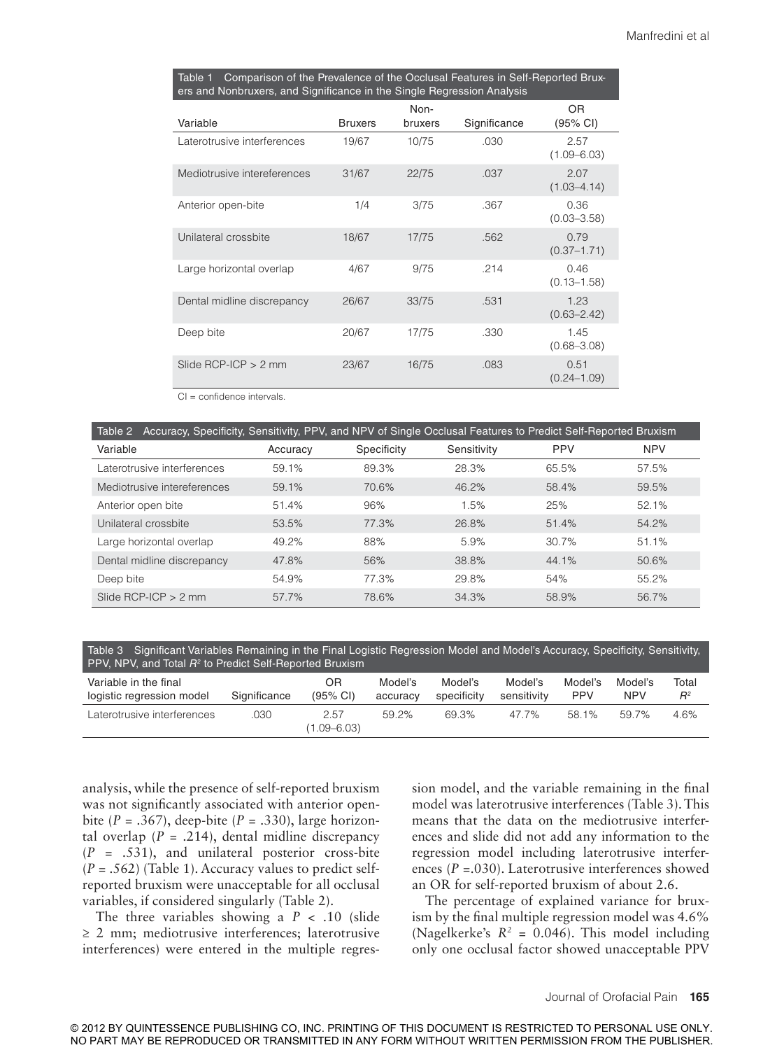Table 1 Comparison of the Prevalence of the Occlusal Features in Self-Reported Bruxers and Nonbruxers, and Significance in the Single Regression Analysis

| Variable | Bruxers | Non-bruxers | Significance | OR (95% CI) |
|---|---|---|---|---|
| Laterotrusive interferences | 19/67 | 10/75 | .030 | 2.57 (1.09–6.03) |
| Mediotrusive intereferences | 31/67 | 22/75 | .037 | 2.07 (1.03–4.14) |
| Anterior open-bite | 1/4 | 3/75 | .367 | 0.36 (0.03–3.58) |
| Unilateral crossbite | 18/67 | 17/75 | .562 | 0.79 (0.37–1.71) |
| Large horizontal overlap | 4/67 | 9/75 | .214 | 0.46 (0.13–1.58) |
| Dental midline discrepancy | 26/67 | 33/75 | .531 | 1.23 (0.63–2.42) |
| Deep bite | 20/67 | 17/75 | .330 | 1.45 (0.68–3.08) |
| Slide RCP-ICP > 2 mm | 23/67 | 16/75 | .083 | 0.51 (0.24–1.09) |

CI = confidence intervals.

Table 2 Accuracy, Specificity, Sensitivity, PPV, and NPV of Single Occlusal Features to Predict Self-Reported Bruxism

| Variable | Accuracy | Specificity | Sensitivity | PPV | NPV |
|---|---|---|---|---|---|
| Laterotrusive interferences | 59.1% | 89.3% | 28.3% | 65.5% | 57.5% |
| Mediotrusive intereferences | 59.1% | 70.6% | 46.2% | 58.4% | 59.5% |
| Anterior open bite | 51.4% | 96% | 1.5% | 25% | 52.1% |
| Unilateral crossbite | 53.5% | 77.3% | 26.8% | 51.4% | 54.2% |
| Large horizontal overlap | 49.2% | 88% | 5.9% | 30.7% | 51.1% |
| Dental midline discrepancy | 47.8% | 56% | 38.8% | 44.1% | 50.6% |
| Deep bite | 54.9% | 77.3% | 29.8% | 54% | 55.2% |
| Slide RCP-ICP > 2 mm | 57.7% | 78.6% | 34.3% | 58.9% | 56.7% |

Table 3 Significant Variables Remaining in the Final Logistic Regression Model and Model's Accuracy, Specificity, Sensitivity, PPV, NPV, and Total $R^2$ to Predict Self-Reported Bruxism

| Variable in the final logistic regression model | Significance | OR (95% CI) | Model's accuracy | Model's specificity | Model's sensitivity | Model's PPV | Model's NPV | Total $R^2$ |
|---|---|---|---|---|---|---|---|---|
| Laterotrusive interferences | .030 | 2.57 (1.09–6.03) | 59.2% | 69.3% | 47.7% | 58.1% | 59.7% | 4.6% |

analysis, while the presence of self-reported bruxism was not significantly associated with anterior open-bite ($P = .367$), deep-bite ($P = .330$), large horizontal overlap ($P = .214$), dental midline discrepancy ($P = .531$), and unilateral posterior cross-bite ($P = .562$) (Table 1). Accuracy values to predict self-reported bruxism were unacceptable for all occlusal variables, if considered singularly (Table 2).

The three variables showing a $P < .10$ (slide $\geq$ 2 mm; mediotrusive interferences; laterotrusive interferences) were entered in the multiple regression model, and the variable remaining in the final model was laterotrusive interferences (Table 3). This means that the data on the mediotrusive interferences and slide did not add any information to the regression model including laterotrusive interferences ($P = .030$). Laterotrusive interferences showed an OR for self-reported bruxism of about 2.6.

The percentage of explained variance for bruxism by the final multiple regression model was 4.6% (Nagelkerke's $R^2 = 0.046$). This model including only one occlusal factor showed unacceptable PPV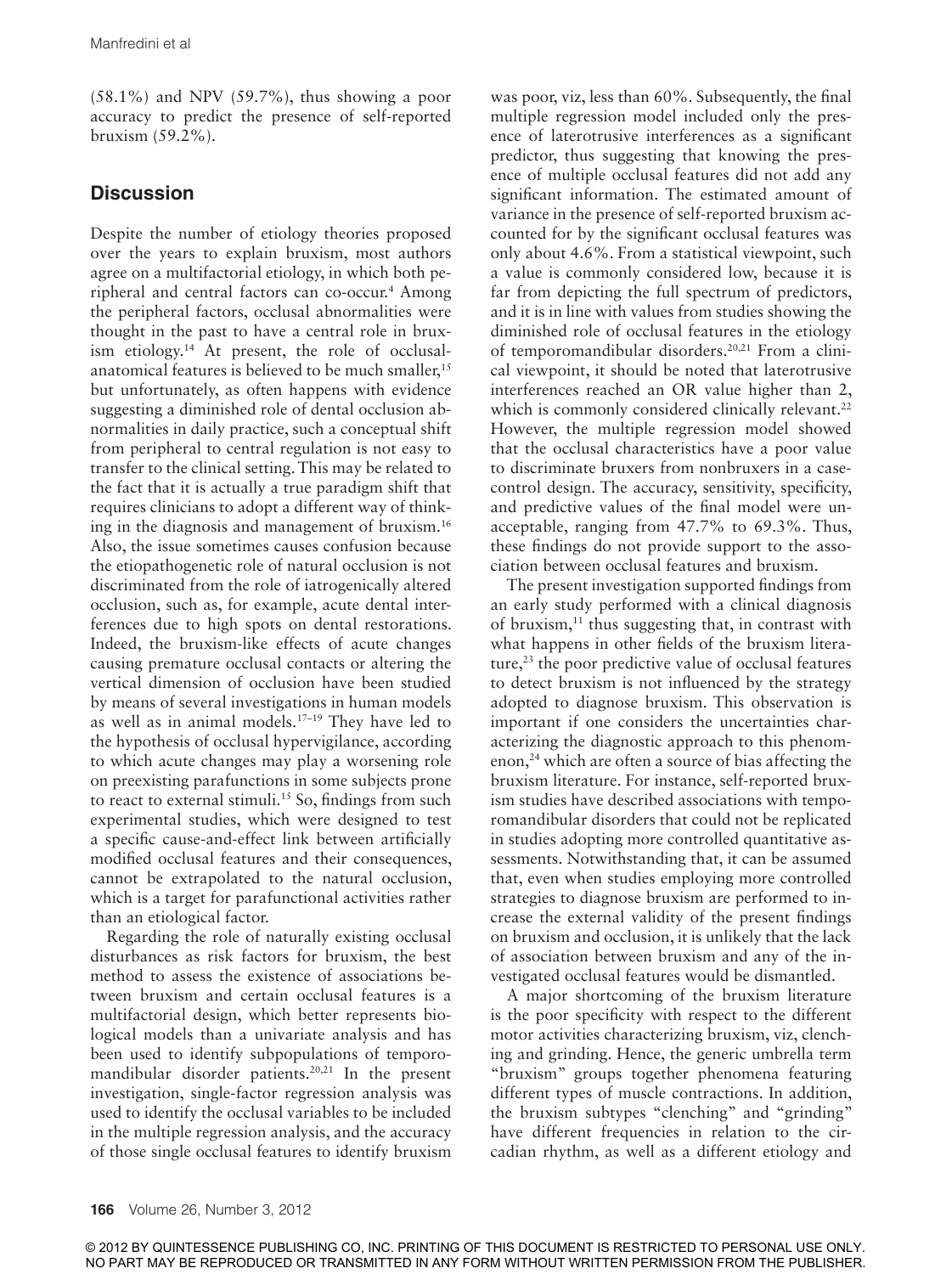(58.1%) and NPV (59.7%), thus showing a poor accuracy to predict the presence of self-reported bruxism (59.2%).

## Discussion

Despite the number of etiology theories proposed over the years to explain bruxism, most authors agree on a multifactorial etiology, in which both peripheral and central factors can co-occur.[4] Among the peripheral factors, occlusal abnormalities were thought in the past to have a central role in bruxism etiology.[14] At present, the role of occlusal-anatomical features is believed to be much smaller,[15] but unfortunately, as often happens with evidence suggesting a diminished role of dental occlusion abnormalities in daily practice, such a conceptual shift from peripheral to central regulation is not easy to transfer to the clinical setting. This may be related to the fact that it is actually a true paradigm shift that requires clinicians to adopt a different way of thinking in the diagnosis and management of bruxism.[16] Also, the issue sometimes causes confusion because the etiopathogenetic role of natural occlusion is not discriminated from the role of iatrogenically altered occlusion, such as, for example, acute dental interferences due to high spots on dental restorations. Indeed, the bruxism-like effects of acute changes causing premature occlusal contacts or altering the vertical dimension of occlusion have been studied by means of several investigations in human models as well as in animal models.[17–19] They have led to the hypothesis of occlusal hypervigilance, according to which acute changes may play a worsening role on preexisting parafunctions in some subjects prone to react to external stimuli.[15] So, findings from such experimental studies, which were designed to test a specific cause-and-effect link between artificially modified occlusal features and their consequences, cannot be extrapolated to the natural occlusion, which is a target for parafunctional activities rather than an etiological factor.

Regarding the role of naturally existing occlusal disturbances as risk factors for bruxism, the best method to assess the existence of associations between bruxism and certain occlusal features is a multifactorial design, which better represents biological models than a univariate analysis and has been used to identify subpopulations of temporomandibular disorder patients.[20,21] In the present investigation, single-factor regression analysis was used to identify the occlusal variables to be included in the multiple regression analysis, and the accuracy of those single occlusal features to identify bruxism was poor, viz, less than 60%. Subsequently, the final multiple regression model included only the presence of laterotrusive interferences as a significant predictor, thus suggesting that knowing the presence of multiple occlusal features did not add any significant information. The estimated amount of variance in the presence of self-reported bruxism accounted for by the significant occlusal features was only about 4.6%. From a statistical viewpoint, such a value is commonly considered low, because it is far from depicting the full spectrum of predictors, and it is in line with values from studies showing the diminished role of occlusal features in the etiology of temporomandibular disorders.[20,21] From a clinical viewpoint, it should be noted that laterotrusive interferences reached an OR value higher than 2, which is commonly considered clinically relevant.[22] However, the multiple regression model showed that the occlusal characteristics have a poor value to discriminate bruxers from nonbruxers in a case-control design. The accuracy, sensitivity, specificity, and predictive values of the final model were unacceptable, ranging from 47.7% to 69.3%. Thus, these findings do not provide support to the association between occlusal features and bruxism.

The present investigation supported findings from an early study performed with a clinical diagnosis of bruxism,[11] thus suggesting that, in contrast with what happens in other fields of the bruxism literature,[23] the poor predictive value of occlusal features to detect bruxism is not influenced by the strategy adopted to diagnose bruxism. This observation is important if one considers the uncertainties characterizing the diagnostic approach to this phenomenon,[24] which are often a source of bias affecting the bruxism literature. For instance, self-reported bruxism studies have described associations with temporomandibular disorders that could not be replicated in studies adopting more controlled quantitative assessments. Notwithstanding that, it can be assumed that, even when studies employing more controlled strategies to diagnose bruxism are performed to increase the external validity of the present findings on bruxism and occlusion, it is unlikely that the lack of association between bruxism and any of the investigated occlusal features would be dismantled.

A major shortcoming of the bruxism literature is the poor specificity with respect to the different motor activities characterizing bruxism, viz, clenching and grinding. Hence, the generic umbrella term "bruxism" groups together phenomena featuring different types of muscle contractions. In addition, the bruxism subtypes "clenching" and "grinding" have different frequencies in relation to the circadian rhythm, as well as a different etiology and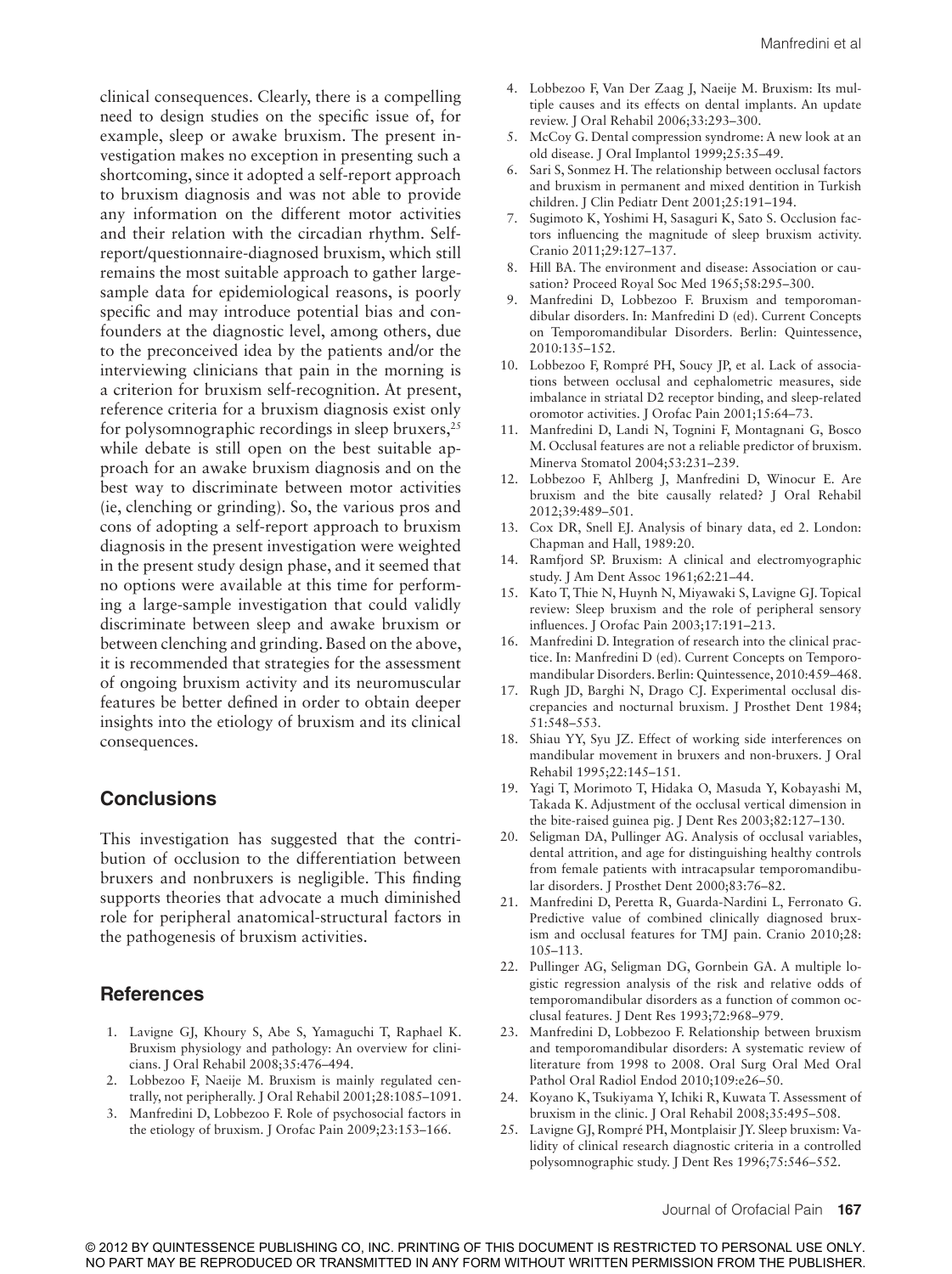clinical consequences. Clearly, there is a compelling need to design studies on the specific issue of, for example, sleep or awake bruxism. The present investigation makes no exception in presenting such a shortcoming, since it adopted a self-report approach to bruxism diagnosis and was not able to provide any information on the different motor activities and their relation with the circadian rhythm. Self-report/questionnaire-diagnosed bruxism, which still remains the most suitable approach to gather large-sample data for epidemiological reasons, is poorly specific and may introduce potential bias and confounders at the diagnostic level, among others, due to the preconceived idea by the patients and/or the interviewing clinicians that pain in the morning is a criterion for bruxism self-recognition. At present, reference criteria for a bruxism diagnosis exist only for polysomnographic recordings in sleep bruxers,[25] while debate is still open on the best suitable approach for an awake bruxism diagnosis and on the best way to discriminate between motor activities (ie, clenching or grinding). So, the various pros and cons of adopting a self-report approach to bruxism diagnosis in the present investigation were weighted in the present study design phase, and it seemed that no options were available at this time for performing a large-sample investigation that could validly discriminate between sleep and awake bruxism or between clenching and grinding. Based on the above, it is recommended that strategies for the assessment of ongoing bruxism activity and its neuromuscular features be better defined in order to obtain deeper insights into the etiology of bruxism and its clinical consequences.

## Conclusions

This investigation has suggested that the contribution of occlusion to the differentiation between bruxers and nonbruxers is negligible. This finding supports theories that advocate a much diminished role for peripheral anatomical-structural factors in the pathogenesis of bruxism activities.

## References

1. Lavigne GJ, Khoury S, Abe S, Yamaguchi T, Raphael K. Bruxism physiology and pathology: An overview for clinicians. J Oral Rehabil 2008;35:476–494.
2. Lobbezoo F, Naeije M. Bruxism is mainly regulated centrally, not peripherally. J Oral Rehabil 2001;28:1085–1091.
3. Manfredini D, Lobbezoo F. Role of psychosocial factors in the etiology of bruxism. J Orofac Pain 2009;23:153–166.
4. Lobbezoo F, Van Der Zaag J, Naeije M. Bruxism: Its multiple causes and its effects on dental implants. An update review. J Oral Rehabil 2006;33:293–300.
5. McCoy G. Dental compression syndrome: A new look at an old disease. J Oral Implantol 1999;25:35–49.
6. Sari S, Sonmez H. The relationship between occlusal factors and bruxism in permanent and mixed dentition in Turkish children. J Clin Pediatr Dent 2001;25:191–194.
7. Sugimoto K, Yoshimi H, Sasaguri K, Sato S. Occlusion factors influencing the magnitude of sleep bruxism activity. Cranio 2011;29:127–137.
8. Hill BA. The environment and disease: Association or causation? Proceed Royal Soc Med 1965;58:295–300.
9. Manfredini D, Lobbezoo F. Bruxism and temporomandibular disorders. In: Manfredini D (ed). Current Concepts on Temporomandibular Disorders. Berlin: Quintessence, 2010:135–152.
10. Lobbezoo F, Rompré PH, Soucy JP, et al. Lack of associations between occlusal and cephalometric measures, side imbalance in striatal D2 receptor binding, and sleep-related oromotor activities. J Orofac Pain 2001;15:64–73.
11. Manfredini D, Landi N, Tognini F, Montagnani G, Bosco M. Occlusal features are not a reliable predictor of bruxism. Minerva Stomatol 2004;53:231–239.
12. Lobbezoo F, Ahlberg J, Manfredini D, Winocur E. Are bruxism and the bite causally related? J Oral Rehabil 2012;39:489–501.
13. Cox DR, Snell EJ. Analysis of binary data, ed 2. London: Chapman and Hall, 1989:20.
14. Ramfjord SP. Bruxism: A clinical and electromyographic study. J Am Dent Assoc 1961;62:21–44.
15. Kato T, Thie N, Huynh N, Miyawaki S, Lavigne GJ. Topical review: Sleep bruxism and the role of peripheral sensory influences. J Orofac Pain 2003;17:191–213.
16. Manfredini D. Integration of research into the clinical practice. In: Manfredini D (ed). Current Concepts on Temporomandibular Disorders. Berlin: Quintessence, 2010:459–468.
17. Rugh JD, Barghi N, Drago CJ. Experimental occlusal discrepancies and nocturnal bruxism. J Prosthet Dent 1984; 51:548–553.
18. Shiau YY, Syu JZ. Effect of working side interferences on mandibular movement in bruxers and non-bruxers. J Oral Rehabil 1995;22:145–151.
19. Yagi T, Morimoto T, Hidaka O, Masuda Y, Kobayashi M, Takada K. Adjustment of the occlusal vertical dimension in the bite-raised guinea pig. J Dent Res 2003;82:127–130.
20. Seligman DA, Pullinger AG. Analysis of occlusal variables, dental attrition, and age for distinguishing healthy controls from female patients with intracapsular temporomandibular disorders. J Prosthet Dent 2000;83:76–82.
21. Manfredini D, Peretta R, Guarda-Nardini L, Ferronato G. Predictive value of combined clinically diagnosed bruxism and occlusal features for TMJ pain. Cranio 2010;28: 105–113.
22. Pullinger AG, Seligman DG, Gornbein GA. A multiple logistic regression analysis of the risk and relative odds of temporomandibular disorders as a function of common occlusal features. J Dent Res 1993;72:968–979.
23. Manfredini D, Lobbezoo F. Relationship between bruxism and temporomandibular disorders: A systematic review of literature from 1998 to 2008. Oral Surg Oral Med Oral Pathol Oral Radiol Endod 2010;109:e26–50.
24. Koyano K, Tsukiyama Y, Ichiki R, Kuwata T. Assessment of bruxism in the clinic. J Oral Rehabil 2008;35:495–508.
25. Lavigne GJ, Rompré PH, Montplaisir JY. Sleep bruxism: Validity of clinical research diagnostic criteria in a controlled polysomnographic study. J Dent Res 1996;75:546–552.